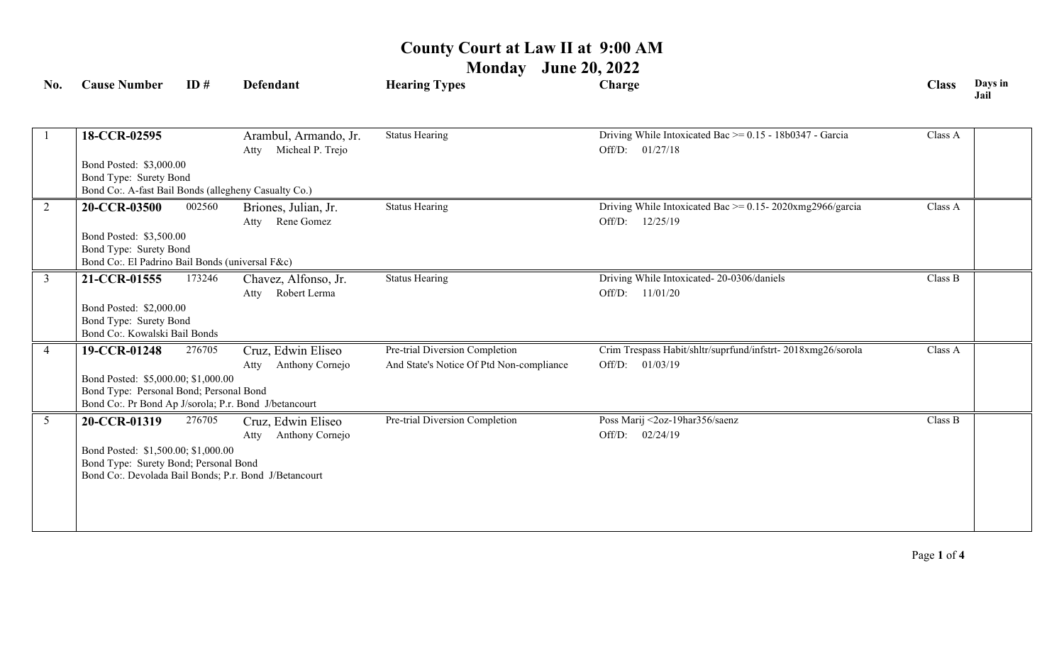# County Court at Law II at 9:00 AM

## Monday June 20, 2022

| No. | Cause Number | ID # | Defendant | Hearing Types | Charge | Class | Days in Jail |
|---|---|---|---|---|---|---|---|
| 1 | **18-CCR-02595** | | Arambul, Armando, Jr.<br>Atty Micheal P. Trejo | Status Hearing | Driving While Intoxicated Bac >= 0.15 - 18b0347 - Garcia<br>Off/D: 01/27/18 | Class A | |
| | Bond Posted: $3,000.00<br>Bond Type: Surety Bond<br>Bond Co:. A-fast Bail Bonds (allegheny Casualty Co.) | | | | | | |
| 2 | **20-CCR-03500** | 002560 | Briones, Julian, Jr.<br>Atty Rene Gomez | Status Hearing | Driving While Intoxicated Bac >= 0.15- 2020xmg2966/garcia<br>Off/D: 12/25/19 | Class A | |
| | Bond Posted: $3,500.00<br>Bond Type: Surety Bond<br>Bond Co:. El Padrino Bail Bonds (universal F&c) | | | | | | |
| 3 | **21-CCR-01555** | 173246 | Chavez, Alfonso, Jr.<br>Atty Robert Lerma | Status Hearing | Driving While Intoxicated- 20-0306/daniels<br>Off/D: 11/01/20 | Class B | |
| | Bond Posted: $2,000.00<br>Bond Type: Surety Bond<br>Bond Co:. Kowalski Bail Bonds | | | | | | |
| 4 | **19-CCR-01248** | 276705 | Cruz, Edwin Eliseo<br>Atty Anthony Cornejo | Pre-trial Diversion Completion<br>And State's Notice Of Ptd Non-compliance | Crim Trespass Habit/shltr/suprfund/infstrt- 2018xmg26/sorola<br>Off/D: 01/03/19 | Class A | |
| | Bond Posted: $5,000.00; $1,000.00<br>Bond Type: Personal Bond; Personal Bond<br>Bond Co:. Pr Bond Ap J/sorola; P.r. Bond J/betancourt | | | | | | |
| 5 | **20-CCR-01319** | 276705 | Cruz, Edwin Eliseo<br>Atty Anthony Cornejo | Pre-trial Diversion Completion | Poss Marij <2oz-19har356/saenz<br>Off/D: 02/24/19 | Class B | |
| | Bond Posted: $1,500.00; $1,000.00<br>Bond Type: Surety Bond; Personal Bond<br>Bond Co:. Devolada Bail Bonds; P.r. Bond J/Betancourt | | | | | | |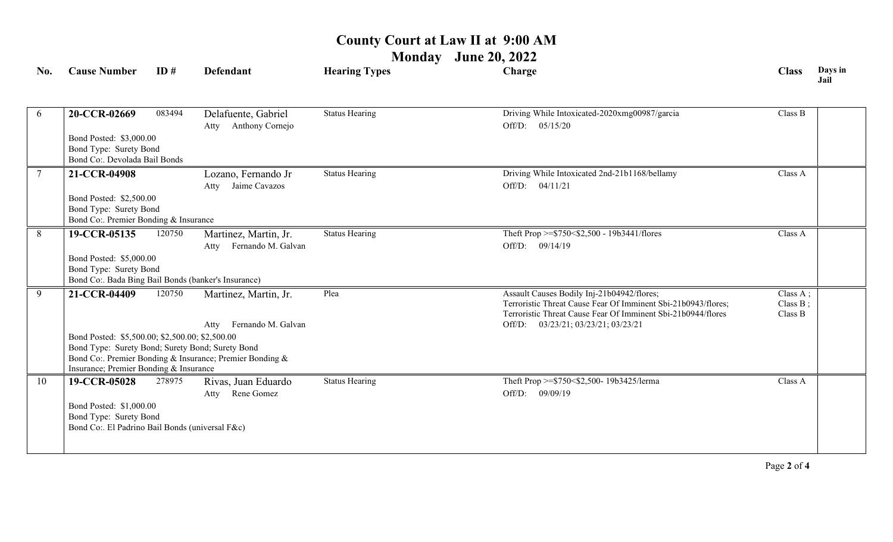# County Court at Law II at 9:00 AM

## Monday June 20, 2022

| No. | Cause Number | ID # | Defendant | Hearing Types | Charge | Class | Days in Jail |
|---|---|---|---|---|---|---|---|
| 6 | **20-CCR-02669** | 083494 | Delafuente, Gabriel<br>Atty Anthony Cornejo | Status Hearing | Driving While Intoxicated-2020xmg00987/garcia<br>Off/D: 05/15/20 | Class B | |
| | Bond Posted: $3,000.00<br>Bond Type: Surety Bond<br>Bond Co:. Devolada Bail Bonds | | | | | | |
| 7 | **21-CCR-04908** | | Lozano, Fernando Jr<br>Atty Jaime Cavazos | Status Hearing | Driving While Intoxicated 2nd-21b1168/bellamy<br>Off/D: 04/11/21 | Class A | |
| | Bond Posted: $2,500.00<br>Bond Type: Surety Bond<br>Bond Co:. Premier Bonding & Insurance | | | | | | |
| 8 | **19-CCR-05135** | 120750 | Martinez, Martin, Jr.<br>Atty Fernando M. Galvan | Status Hearing | Theft Prop >=$750<$2,500 - 19b3441/flores<br>Off/D: 09/14/19 | Class A | |
| | Bond Posted: $5,000.00<br>Bond Type: Surety Bond<br>Bond Co:. Bada Bing Bail Bonds (banker's Insurance) | | | | | | |
| 9 | **21-CCR-04409** | 120750 | Martinez, Martin, Jr.<br>Atty Fernando M. Galvan | Plea | Assault Causes Bodily Inj-21b04942/flores;<br>Terroristic Threat Cause Fear Of Imminent Sbi-21b0943/flores;<br>Terroristic Threat Cause Fear Of Imminent Sbi-21b0944/flores<br>Off/D: 03/23/21; 03/23/21; 03/23/21 | Class A ;<br>Class B ;<br>Class B | |
| | Bond Posted: $5,500.00; $2,500.00; $2,500.00<br>Bond Type: Surety Bond; Surety Bond; Surety Bond<br>Bond Co:. Premier Bonding & Insurance; Premier Bonding & Insurance; Premier Bonding & Insurance | | | | | | |
| 10 | **19-CCR-05028** | 278975 | Rivas, Juan Eduardo<br>Atty Rene Gomez | Status Hearing | Theft Prop >=$750<$2,500- 19b3425/lerma<br>Off/D: 09/09/19 | Class A | |
| | Bond Posted: $1,000.00<br>Bond Type: Surety Bond<br>Bond Co:. El Padrino Bail Bonds (universal F&c) | | | | | | |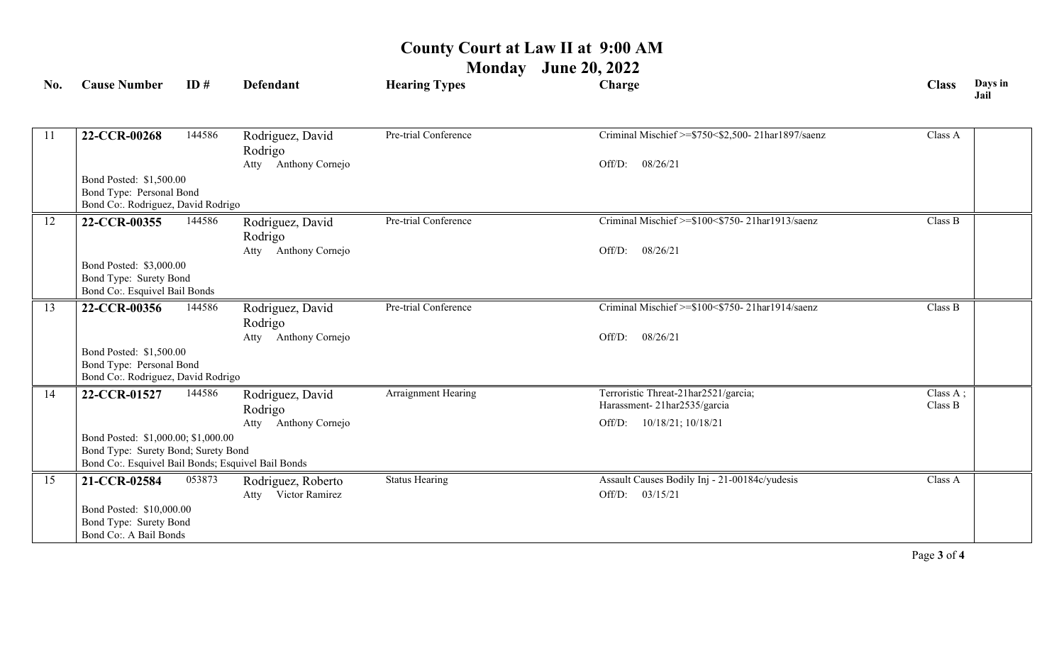# County Court at Law II at 9:00 AM

## Monday June 20, 2022

| No. | Cause Number | ID # | Defendant | Hearing Types | Charge | Class | Days in Jail |
|---|---|---|---|---|---|---|---|
| 11 | **22-CCR-00268** | 144586 | Rodriguez, David Rodrigo<br>Atty Anthony Cornejo | Pre-trial Conference | Criminal Mischief >=$750<$2,500- 21har1897/saenz<br>Off/D: 08/26/21 | Class A | |
| | Bond Posted: $1,500.00<br>Bond Type: Personal Bond<br>Bond Co:. Rodriguez, David Rodrigo | | | | | | |
| 12 | **22-CCR-00355** | 144586 | Rodriguez, David Rodrigo<br>Atty Anthony Cornejo | Pre-trial Conference | Criminal Mischief >=$100<$750- 21har1913/saenz<br>Off/D: 08/26/21 | Class B | |
| | Bond Posted: $3,000.00<br>Bond Type: Surety Bond<br>Bond Co:. Esquivel Bail Bonds | | | | | | |
| 13 | **22-CCR-00356** | 144586 | Rodriguez, David Rodrigo<br>Atty Anthony Cornejo | Pre-trial Conference | Criminal Mischief >=$100<$750- 21har1914/saenz<br>Off/D: 08/26/21 | Class B | |
| | Bond Posted: $1,500.00<br>Bond Type: Personal Bond<br>Bond Co:. Rodriguez, David Rodrigo | | | | | | |
| 14 | **22-CCR-01527** | 144586 | Rodriguez, David Rodrigo<br>Atty Anthony Cornejo | Arraignment Hearing | Terroristic Threat-21har2521/garcia;<br>Harassment- 21har2535/garcia<br>Off/D: 10/18/21; 10/18/21 | Class A ;<br>Class B | |
| | Bond Posted: $1,000.00; $1,000.00<br>Bond Type: Surety Bond; Surety Bond<br>Bond Co:. Esquivel Bail Bonds; Esquivel Bail Bonds | | | | | | |
| 15 | **21-CCR-02584** | 053873 | Rodriguez, Roberto<br>Atty Victor Ramirez | Status Hearing | Assault Causes Bodily Inj - 21-00184c/yudesis<br>Off/D: 03/15/21 | Class A | |
| | Bond Posted: $10,000.00<br>Bond Type: Surety Bond<br>Bond Co:. A Bail Bonds | | | | | | |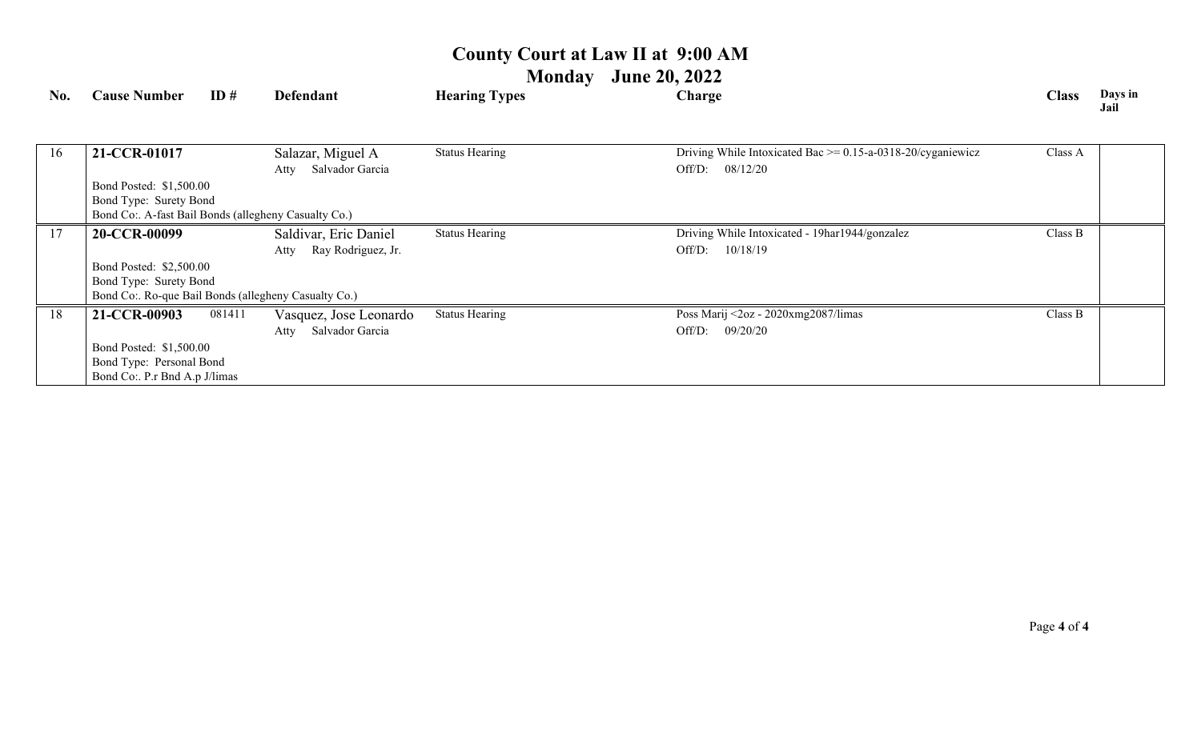# County Court at Law II at 9:00 AM

## Monday June 20, 2022

| No. | Cause Number | ID # | Defendant | Hearing Types | Charge | Class | Days in Jail |
|---|---|---|---|---|---|---|---|
| 16 | **21-CCR-01017**<br>Bond Posted: $1,500.00<br>Bond Type: Surety Bond<br>Bond Co:. A-fast Bail Bonds (allegheny Casualty Co.) | | Salazar, Miguel A<br>Atty Salvador Garcia | Status Hearing | Driving While Intoxicated Bac >= 0.15-a-0318-20/cyganiewicz<br>Off/D: 08/12/20 | Class A | |
| 17 | **20-CCR-00099**<br>Bond Posted: $2,500.00<br>Bond Type: Surety Bond<br>Bond Co:. Ro-que Bail Bonds (allegheny Casualty Co.) | | Saldivar, Eric Daniel<br>Atty Ray Rodriguez, Jr. | Status Hearing | Driving While Intoxicated - 19har1944/gonzalez<br>Off/D: 10/18/19 | Class B | |
| 18 | **21-CCR-00903**<br>Bond Posted: $1,500.00<br>Bond Type: Personal Bond<br>Bond Co:. P.r Bnd A.p J/limas | 081411 | Vasquez, Jose Leonardo<br>Atty Salvador Garcia | Status Hearing | Poss Marij <2oz - 2020xmg2087/limas<br>Off/D: 09/20/20 | Class B | |